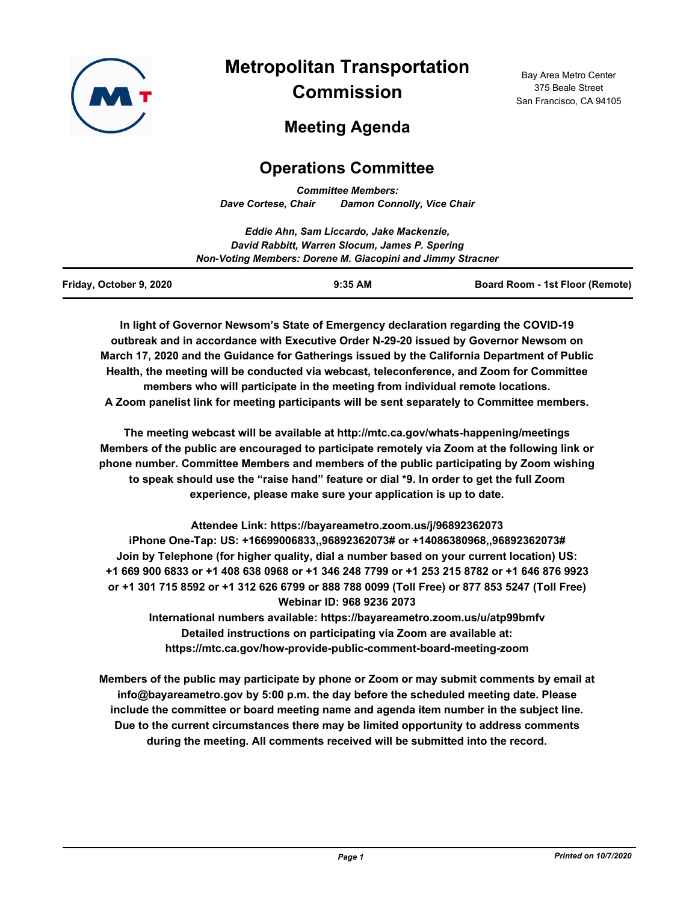# Metropolitan Transportation Commission

Bay Area Metro Center
375 Beale Street
San Francisco, CA 94105

## Meeting Agenda

## Operations Committee

***Committee Members:***
***Dave Cortese, Chair      Damon Connolly, Vice Chair***

***Eddie Ahn, Sam Liccardo, Jake Mackenzie,***
***David Rabbitt, Warren Slocum, James P. Spering***
***Non-Voting Members: Dorene M. Giacopini and Jimmy Stracner***

| Friday, October 9, 2020 | 9:35 AM | Board Room - 1st Floor (Remote) |
|---|---|---|

**In light of Governor Newsom's State of Emergency declaration regarding the COVID-19 outbreak and in accordance with Executive Order N-29-20 issued by Governor Newsom on March 17, 2020 and the Guidance for Gatherings issued by the California Department of Public Health, the meeting will be conducted via webcast, teleconference, and Zoom for Committee members who will participate in the meeting from individual remote locations. A Zoom panelist link for meeting participants will be sent separately to Committee members.**

**The meeting webcast will be available at http://mtc.ca.gov/whats-happening/meetings Members of the public are encouraged to participate remotely via Zoom at the following link or phone number. Committee Members and members of the public participating by Zoom wishing to speak should use the "raise hand" feature or dial *9. In order to get the full Zoom experience, please make sure your application is up to date.**

**Attendee Link: https://bayareametro.zoom.us/j/96892362073**
**iPhone One-Tap: US: +16699006833,,96892362073# or +14086380968,,96892362073#**
**Join by Telephone (for higher quality, dial a number based on your current location) US: +1 669 900 6833 or +1 408 638 0968 or +1 346 248 7799 or +1 253 215 8782 or +1 646 876 9923 or +1 301 715 8592 or +1 312 626 6799 or 888 788 0099 (Toll Free) or 877 853 5247 (Toll Free)**
**Webinar ID: 968 9236 2073**
**International numbers available: https://bayareametro.zoom.us/u/atp99bmfv**
**Detailed instructions on participating via Zoom are available at: https://mtc.ca.gov/how-provide-public-comment-board-meeting-zoom**

**Members of the public may participate by phone or Zoom or may submit comments by email at info@bayareametro.gov by 5:00 p.m. the day before the scheduled meeting date. Please include the committee or board meeting name and agenda item number in the subject line. Due to the current circumstances there may be limited opportunity to address comments during the meeting. All comments received will be submitted into the record.**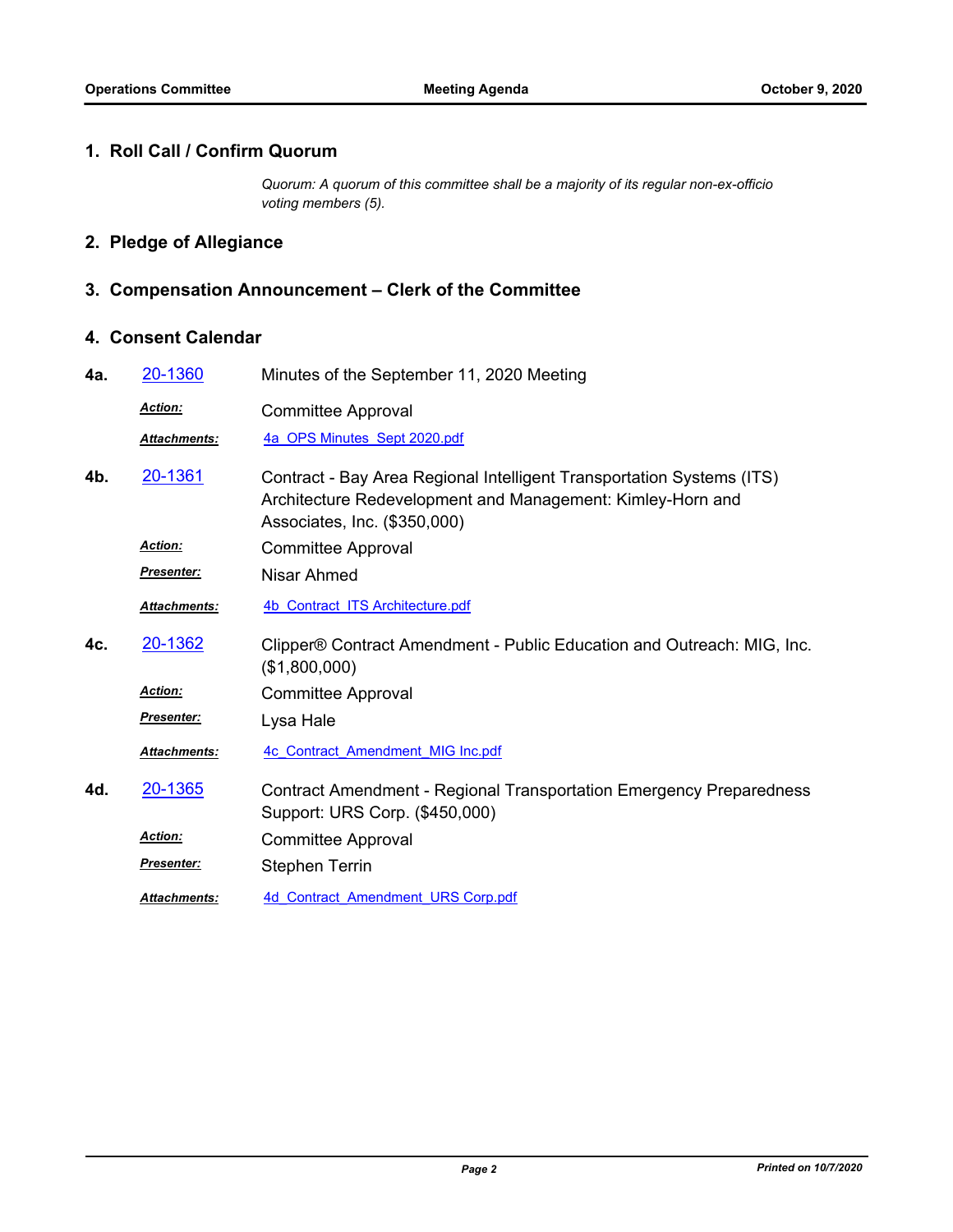## 1. Roll Call / Confirm Quorum

*Quorum: A quorum of this committee shall be a majority of its regular non-ex-officio voting members (5).*

## 2. Pledge of Allegiance

## 3. Compensation Announcement – Clerk of the Committee

## 4. Consent Calendar

**4a.** 20-1360 — Minutes of the September 11, 2020 Meeting

- ***Action:*** Committee Approval
- ***Attachments:*** 4a_OPS Minutes_Sept 2020.pdf

**4b.** 20-1361 — Contract - Bay Area Regional Intelligent Transportation Systems (ITS) Architecture Redevelopment and Management: Kimley-Horn and Associates, Inc. ($350,000)

- ***Action:*** Committee Approval
- ***Presenter:*** Nisar Ahmed
- ***Attachments:*** 4b_Contract_ITS Architecture.pdf

**4c.** 20-1362 — Clipper® Contract Amendment - Public Education and Outreach: MIG, Inc. ($1,800,000)

- ***Action:*** Committee Approval
- ***Presenter:*** Lysa Hale
- ***Attachments:*** 4c_Contract_Amendment_MIG Inc.pdf

**4d.** 20-1365 — Contract Amendment - Regional Transportation Emergency Preparedness Support: URS Corp. ($450,000)

- ***Action:*** Committee Approval
- ***Presenter:*** Stephen Terrin
- ***Attachments:*** 4d_Contract_Amendment_URS Corp.pdf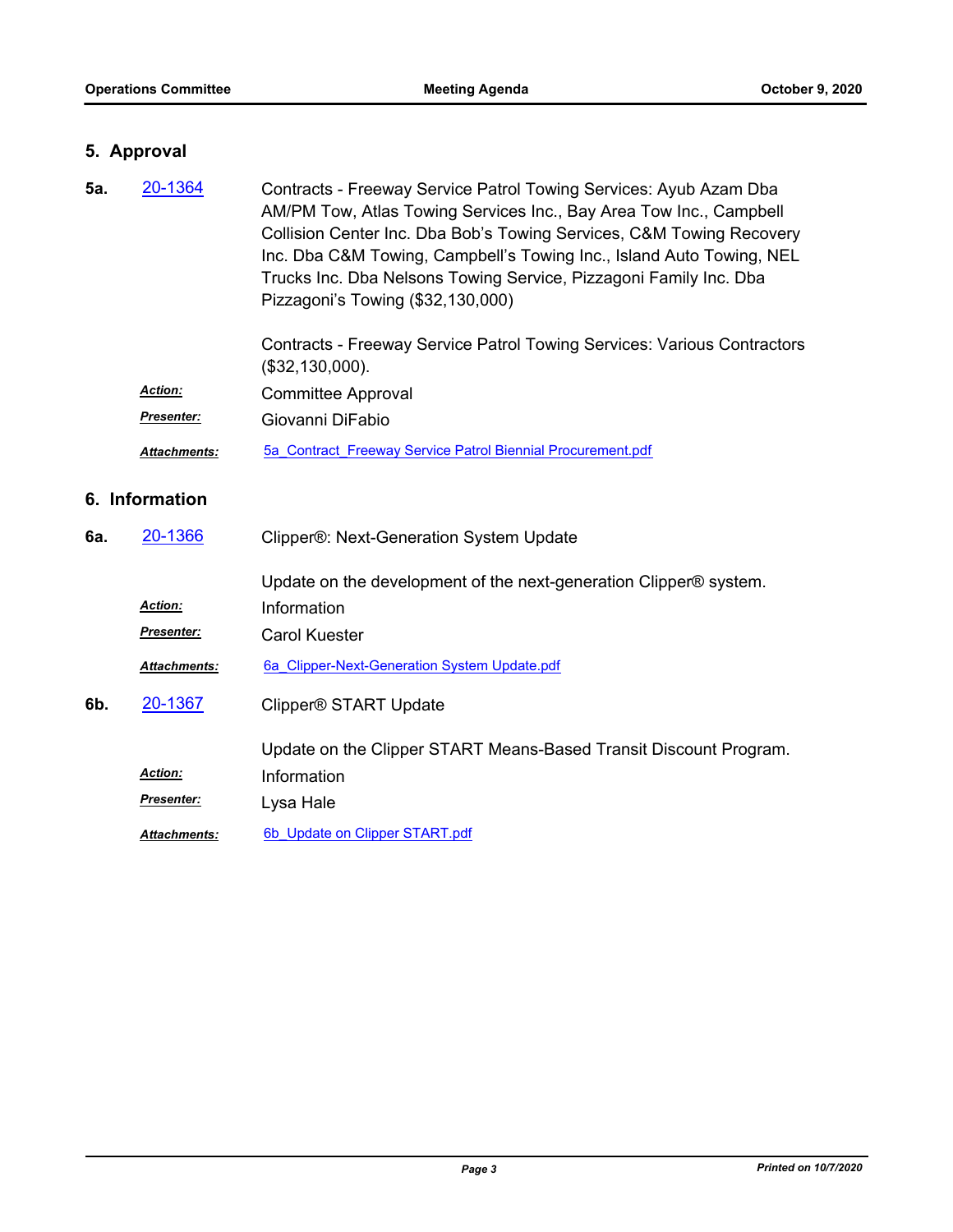## 5. Approval

**5a.** [20-1364](20-1364)

Contracts - Freeway Service Patrol Towing Services: Ayub Azam Dba AM/PM Tow, Atlas Towing Services Inc., Bay Area Tow Inc., Campbell Collision Center Inc. Dba Bob's Towing Services, C&M Towing Recovery Inc. Dba C&M Towing, Campbell's Towing Inc., Island Auto Towing, NEL Trucks Inc. Dba Nelsons Towing Service, Pizzagoni Family Inc. Dba Pizzagoni's Towing ($32,130,000)

Contracts - Freeway Service Patrol Towing Services: Various Contractors ($32,130,000).

***Action:*** Committee Approval

***Presenter:*** Giovanni DiFabio

***Attachments:*** 5a_Contract_Freeway Service Patrol Biennial Procurement.pdf

## 6. Information

**6a.** [20-1366](20-1366)

Clipper®: Next-Generation System Update

Update on the development of the next-generation Clipper® system.

***Action:*** Information

***Presenter:*** Carol Kuester

***Attachments:*** 6a_Clipper-Next-Generation System Update.pdf

**6b.** [20-1367](20-1367)

Clipper® START Update

Update on the Clipper START Means-Based Transit Discount Program.

***Action:*** Information

***Presenter:*** Lysa Hale

***Attachments:*** 6b_Update on Clipper START.pdf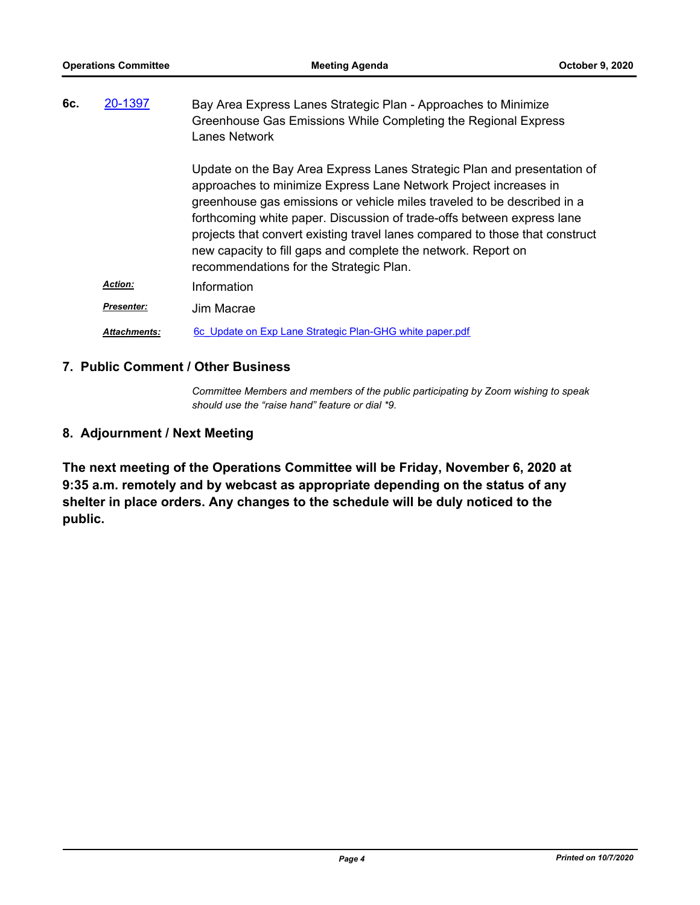**6c.** 20-1397 Bay Area Express Lanes Strategic Plan - Approaches to Minimize Greenhouse Gas Emissions While Completing the Regional Express Lanes Network

Update on the Bay Area Express Lanes Strategic Plan and presentation of approaches to minimize Express Lane Network Project increases in greenhouse gas emissions or vehicle miles traveled to be described in a forthcoming white paper. Discussion of trade-offs between express lane projects that convert existing travel lanes compared to those that construct new capacity to fill gaps and complete the network. Report on recommendations for the Strategic Plan.

***Action:*** Information

***Presenter:*** Jim Macrae

***Attachments:*** 6c_Update on Exp Lane Strategic Plan-GHG white paper.pdf

## 7. Public Comment / Other Business

*Committee Members and members of the public participating by Zoom wishing to speak should use the "raise hand" feature or dial *9.*

## 8. Adjournment / Next Meeting

**The next meeting of the Operations Committee will be Friday, November 6, 2020 at 9:35 a.m. remotely and by webcast as appropriate depending on the status of any shelter in place orders. Any changes to the schedule will be duly noticed to the public.**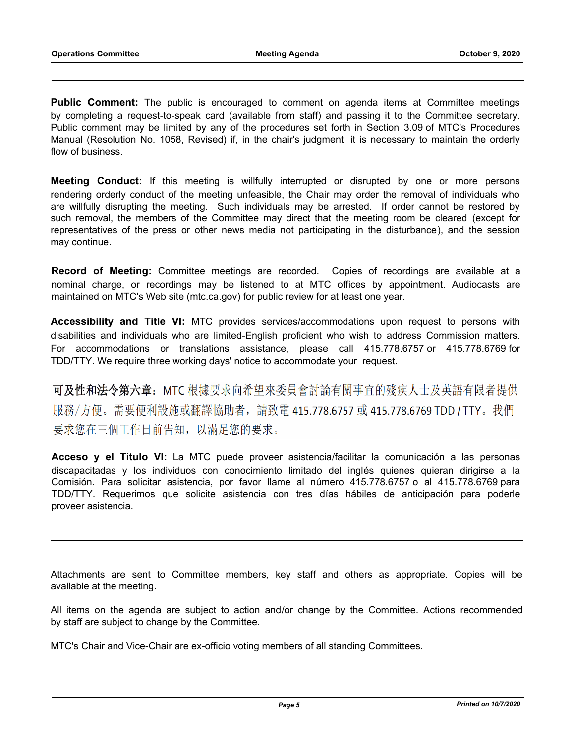**Public Comment:** The public is encouraged to comment on agenda items at Committee meetings by completing a request-to-speak card (available from staff) and passing it to the Committee secretary. Public comment may be limited by any of the procedures set forth in Section 3.09 of MTC's Procedures Manual (Resolution No. 1058, Revised) if, in the chair's judgment, it is necessary to maintain the orderly flow of business.

**Meeting Conduct:** If this meeting is willfully interrupted or disrupted by one or more persons rendering orderly conduct of the meeting unfeasible, the Chair may order the removal of individuals who are willfully disrupting the meeting. Such individuals may be arrested. If order cannot be restored by such removal, the members of the Committee may direct that the meeting room be cleared (except for representatives of the press or other news media not participating in the disturbance), and the session may continue.

**Record of Meeting:** Committee meetings are recorded. Copies of recordings are available at a nominal charge, or recordings may be listened to at MTC offices by appointment. Audiocasts are maintained on MTC's Web site (mtc.ca.gov) for public review for at least one year.

**Accessibility and Title VI:** MTC provides services/accommodations upon request to persons with disabilities and individuals who are limited-English proficient who wish to address Commission matters. For accommodations or translations assistance, please call 415.778.6757 or 415.778.6769 for TDD/TTY. We require three working days' notice to accommodate your request.

**可及性和法令第六章**：MTC 根據要求向希望來委員會討論有關事宜的殘疾人士及英語有限者提供服務/方便。需要便利設施或翻譯協助者，請致電 415.778.6757 或 415.778.6769 TDD / TTY。我們要求您在三個工作日前告知，以滿足您的要求。

**Acceso y el Titulo VI:** La MTC puede proveer asistencia/facilitar la comunicación a las personas discapacitadas y los individuos con conocimiento limitado del inglés quienes quieran dirigirse a la Comisión. Para solicitar asistencia, por favor llame al número 415.778.6757 o al 415.778.6769 para TDD/TTY. Requerimos que solicite asistencia con tres días hábiles de anticipación para poderle proveer asistencia.

---

Attachments are sent to Committee members, key staff and others as appropriate. Copies will be available at the meeting.

All items on the agenda are subject to action and/or change by the Committee. Actions recommended by staff are subject to change by the Committee.

MTC's Chair and Vice-Chair are ex-officio voting members of all standing Committees.